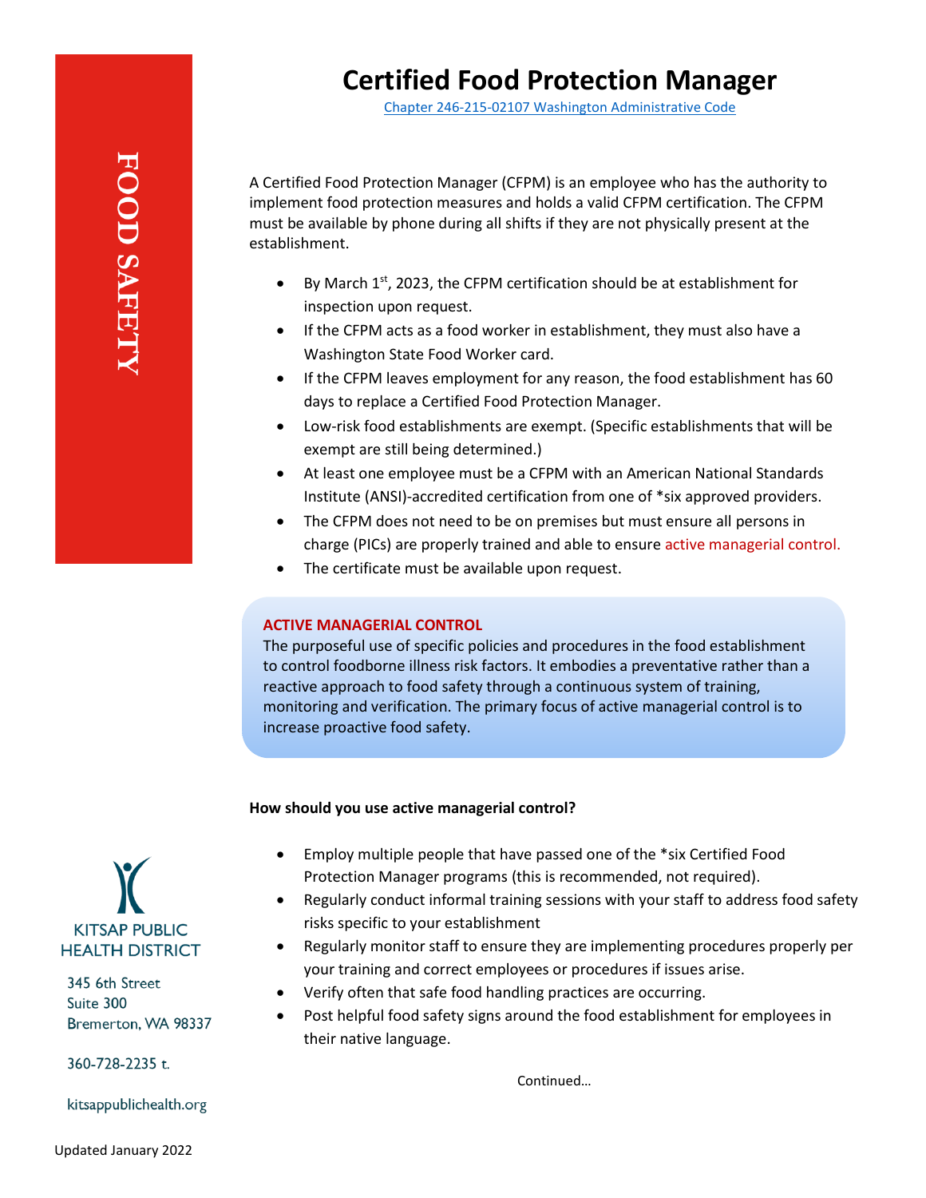FOOD SAFETY

# Certified Food Protection Manager

Chapter 246-215-02107 Washington Administrative Code

A Certified Food Protection Manager (CFPM) is an employee who has the authority to implement food protection measures and holds a valid CFPM certification. The CFPM must be available by phone during all shifts if they are not physically present at the establishment.

- By March 1st, 2023, the CFPM certification should be at establishment for inspection upon request.
- If the CFPM acts as a food worker in establishment, they must also have a Washington State Food Worker card.
- If the CFPM leaves employment for any reason, the food establishment has 60 days to replace a Certified Food Protection Manager.
- Low-risk food establishments are exempt. (Specific establishments that will be exempt are still being determined.)
- At least one employee must be a CFPM with an American National Standards Institute (ANSI)-accredited certification from one of *six approved providers.
- The CFPM does not need to be on premises but must ensure all persons in charge (PICs) are properly trained and able to ensure active managerial control.
- The certificate must be available upon request.

**ACTIVE MANAGERIAL CONTROL**

The purposeful use of specific policies and procedures in the food establishment to control foodborne illness risk factors. It embodies a preventative rather than a reactive approach to food safety through a continuous system of training, monitoring and verification. The primary focus of active managerial control is to increase proactive food safety.

**How should you use active managerial control?**

- Employ multiple people that have passed one of the *six Certified Food Protection Manager programs (this is recommended, not required).
- Regularly conduct informal training sessions with your staff to address food safety risks specific to your establishment
- Regularly monitor staff to ensure they are implementing procedures properly per your training and correct employees or procedures if issues arise.
- Verify often that safe food handling practices are occurring.
- Post helpful food safety signs around the food establishment for employees in their native language.

Continued…

KITSAP PUBLIC HEALTH DISTRICT

345 6th Street
Suite 300
Bremerton, WA 98337

360-728-2235 t.

kitsappublichealth.org

Updated January 2022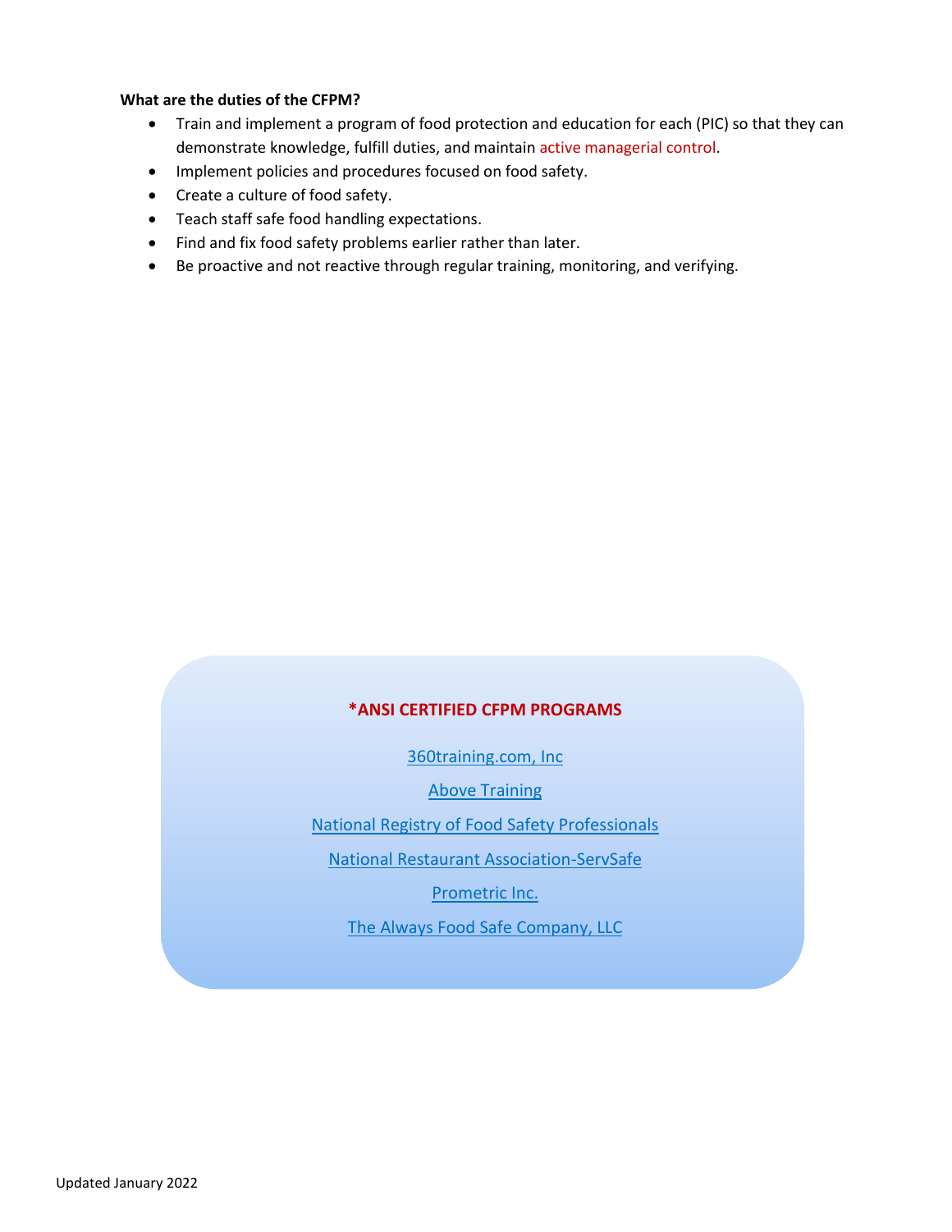**What are the duties of the CFPM?**

- Train and implement a program of food protection and education for each (PIC) so that they can demonstrate knowledge, fulfill duties, and maintain active managerial control.
- Implement policies and procedures focused on food safety.
- Create a culture of food safety.
- Teach staff safe food handling expectations.
- Find and fix food safety problems earlier rather than later.
- Be proactive and not reactive through regular training, monitoring, and verifying.

**\*ANSI CERTIFIED CFPM PROGRAMS**

360training.com, Inc

Above Training

National Registry of Food Safety Professionals

National Restaurant Association-ServSafe

Prometric Inc.

The Always Food Safe Company, LLC

Updated January 2022